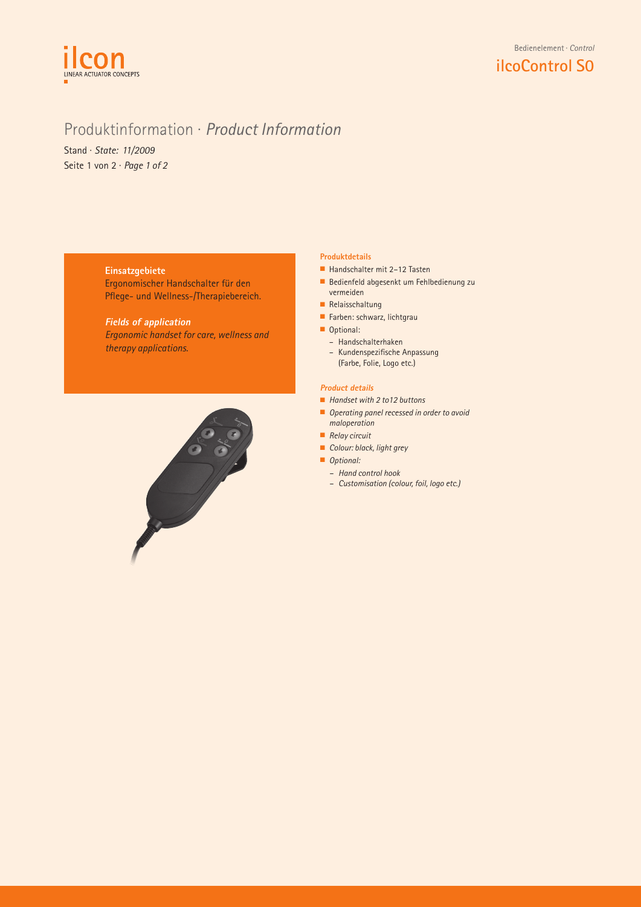Bedienelement · *Control*

# ilcoControl S0

## Produktinformation · *Product Information*

Stand · *State: 11/2009*

### Einsatzgebiete

Ergonomischer Handschalter für den Pflege- und Wellness-/Therapiebereich.

### *Fields of application*

*Ergonomic handset for care, wellness and therapy applications.*

### Produktdetails

- Handschalter mit 2–12 Tasten
- Bedienfeld abgesenkt um Fehlbedienung zu vermeiden
- Relaisschaltung
- Farben: schwarz, lichtgrau
- Optional:
  - Handschalterhaken
  - Kundenspezifische Anpassung (Farbe, Folie, Logo etc.)

### *Product details*

- *Handset with 2 to12 buttons*
- *Operating panel recessed in order to avoid maloperation*
- *Relay circuit*
- *Colour: black, light grey*
- *Optional:*
  - *Hand control hook*
  - *Customisation (colour, foil, logo etc.)*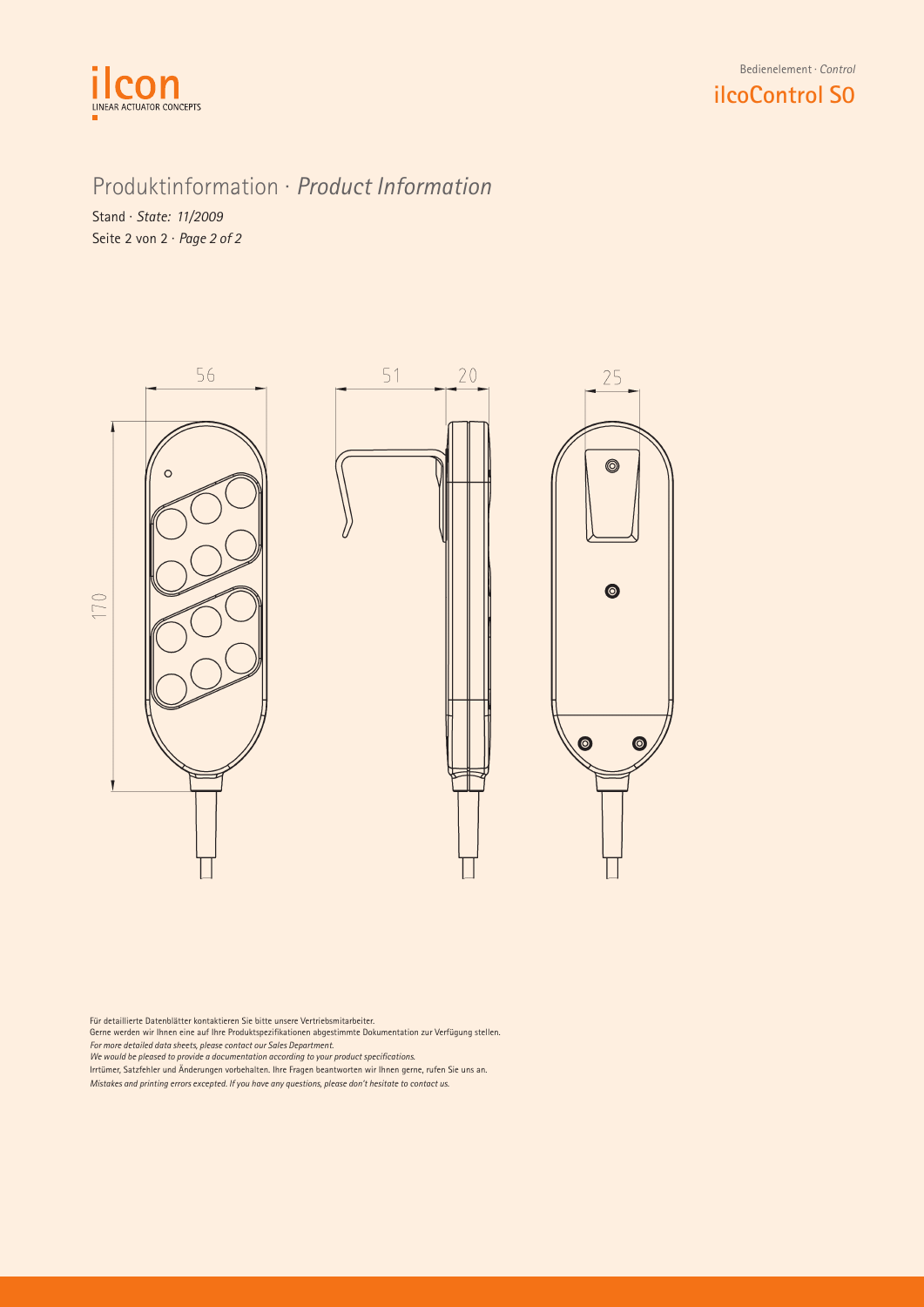# Produktinformation · *Product Information*

Stand · *State: 11/2009*

Seite 2 von 2 · *Page 2 of 2*

56

51

20

25

170

Für detaillierte Datenblätter kontaktieren Sie bitte unsere Vertriebsmitarbeiter.
Gerne werden wir Ihnen eine auf Ihre Produktspezifikationen abgestimmte Dokumentation zur Verfügung stellen.
*For more detailed data sheets, please contact our Sales Department.*
*We would be pleased to provide a documentation according to your product specifications.*
Irrtümer, Satzfehler und Änderungen vorbehalten. Ihre Fragen beantworten wir Ihnen gerne, rufen Sie uns an.
*Mistakes and printing errors excepted. If you have any questions, please don't hesitate to contact us.*